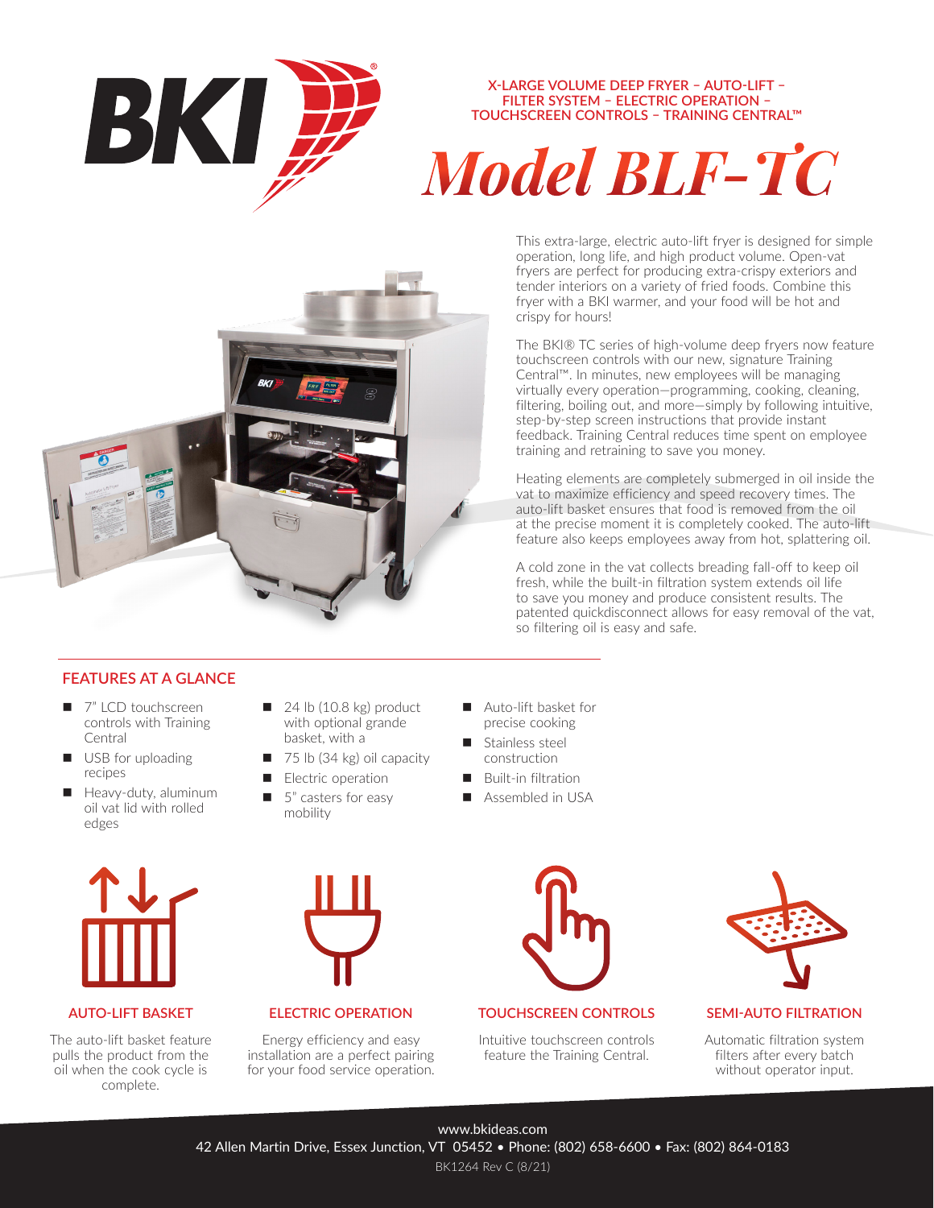BKI®

X-LARGE VOLUME DEEP FRYER – AUTO-LIFT – FILTER SYSTEM – ELECTRIC OPERATION – TOUCHSCREEN CONTROLS – TRAINING CENTRAL™

# Model BLF-TC

This extra-large, electric auto-lift fryer is designed for simple operation, long life, and high product volume. Open-vat fryers are perfect for producing extra-crispy exteriors and tender interiors on a variety of fried foods. Combine this fryer with a BKI warmer, and your food will be hot and crispy for hours!

The BKI® TC series of high-volume deep fryers now feature touchscreen controls with our new, signature Training Central™. In minutes, new employees will be managing virtually every operation—programming, cooking, cleaning, filtering, boiling out, and more—simply by following intuitive, step-by-step screen instructions that provide instant feedback. Training Central reduces time spent on employee training and retraining to save you money.

Heating elements are completely submerged in oil inside the vat to maximize efficiency and speed recovery times. The auto-lift basket ensures that food is removed from the oil at the precise moment it is completely cooked. The auto-lift feature also keeps employees away from hot, splattering oil.

A cold zone in the vat collects breading fall-off to keep oil fresh, while the built-in filtration system extends oil life to save you money and produce consistent results. The patented quickdisconnect allows for easy removal of the vat, so filtering oil is easy and safe.

## FEATURES AT A GLANCE

- 7" LCD touchscreen controls with Training Central
- USB for uploading recipes
- Heavy-duty, aluminum oil vat lid with rolled edges
- 24 lb (10.8 kg) product with optional grande basket, with a
- 75 lb (34 kg) oil capacity
- Electric operation
- 5" casters for easy mobility
- Auto-lift basket for precise cooking
- Stainless steel construction
- Built-in filtration
- Assembled in USA

### AUTO-LIFT BASKET

The auto-lift basket feature pulls the product from the oil when the cook cycle is complete.

### ELECTRIC OPERATION

Energy efficiency and easy installation are a perfect pairing for your food service operation.

### TOUCHSCREEN CONTROLS

Intuitive touchscreen controls feature the Training Central.

### SEMI-AUTO FILTRATION

Automatic filtration system filters after every batch without operator input.

www.bkideas.com
42 Allen Martin Drive, Essex Junction, VT 05452 • Phone: (802) 658-6600 • Fax: (802) 864-0183
BK1264 Rev C (8/21)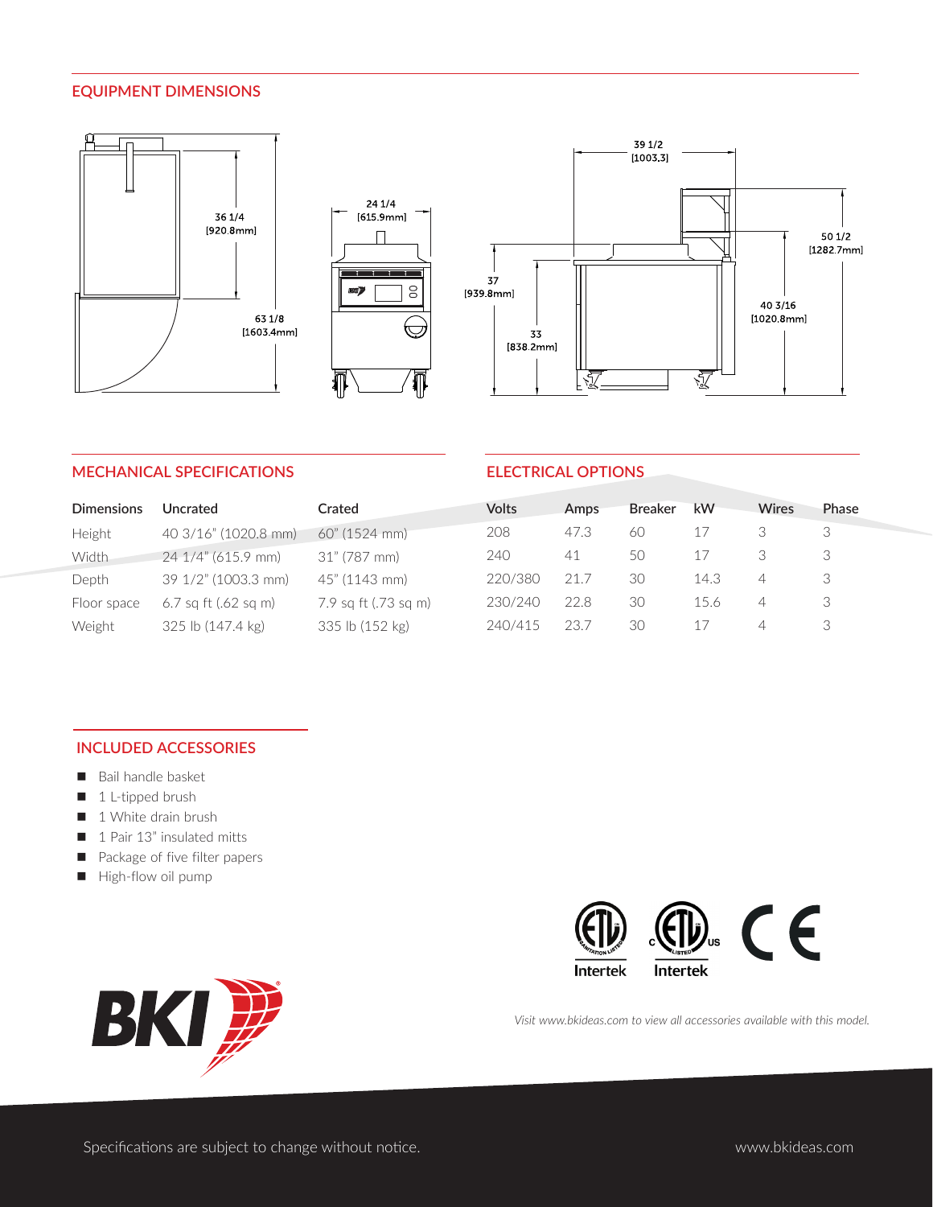## EQUIPMENT DIMENSIONS

36 1/4
[920.8mm]

63 1/8
[1603.4mm]

24 1/4
[615.9mm]

39 1/2
[1003.3]

37
[939.8mm]

33
[838.2mm]

50 1/2
[1282.7mm]

40 3/16
[1020.8mm]

## MECHANICAL SPECIFICATIONS

| Dimensions | Uncrated | Crated |
|---|---|---|
| Height | 40 3/16" (1020.8 mm) | 60" (1524 mm) |
| Width | 24 1/4" (615.9 mm) | 31" (787 mm) |
| Depth | 39 1/2" (1003.3 mm) | 45" (1143 mm) |
| Floor space | 6.7 sq ft (.62 sq m) | 7.9 sq ft (.73 sq m) |
| Weight | 325 lb (147.4 kg) | 335 lb (152 kg) |

## ELECTRICAL OPTIONS

| Volts | Amps | Breaker | kW | Wires | Phase |
|---|---|---|---|---|---|
| 208 | 47.3 | 60 | 17 | 3 | 3 |
| 240 | 41 | 50 | 17 | 3 | 3 |
| 220/380 | 21.7 | 30 | 14.3 | 4 | 3 |
| 230/240 | 22.8 | 30 | 15.6 | 4 | 3 |
| 240/415 | 23.7 | 30 | 17 | 4 | 3 |

## INCLUDED ACCESSORIES

- Bail handle basket
- 1 L-tipped brush
- 1 White drain brush
- 1 Pair 13" insulated mitts
- Package of five filter papers
- High-flow oil pump

Intertek Intertek

*Visit www.bkideas.com to view all accessories available with this model.*

Specifications are subject to change without notice.

www.bkideas.com